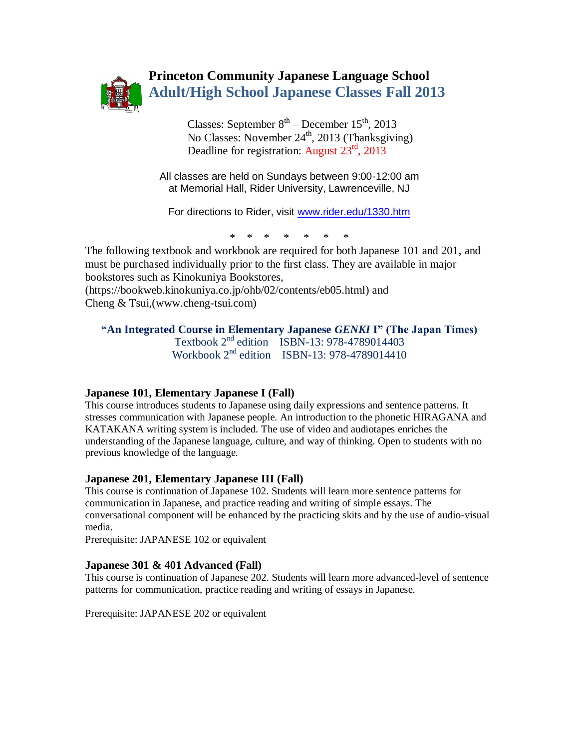# Princeton Community Japanese Language School

## Adult/High School Japanese Classes Fall 2013

Classes: September 8th – December 15th, 2013
No Classes: November 24th, 2013 (Thanksgiving)
Deadline for registration: August 23rd, 2013

All classes are held on Sundays between 9:00-12:00 am
at Memorial Hall, Rider University, Lawrenceville, NJ

For directions to Rider, visit [www.rider.edu/1330.htm](http://www.rider.edu/1330.htm)

\* \* \* \* \* \* \*

The following textbook and workbook are required for both Japanese 101 and 201, and must be purchased individually prior to the first class. They are available in major bookstores such as Kinokuniya Bookstores, (https://bookweb.kinokuniya.co.jp/ohb/02/contents/eb05.html) and Cheng & Tsui,(www.cheng-tsui.com)

**"An Integrated Course in Elementary Japanese *GENKI* I" (The Japan Times)**
Textbook 2nd edition ISBN-13: 978-4789014403
Workbook 2nd edition ISBN-13: 978-4789014410

### Japanese 101, Elementary Japanese I (Fall)

This course introduces students to Japanese using daily expressions and sentence patterns. It stresses communication with Japanese people. An introduction to the phonetic HIRAGANA and KATAKANA writing system is included. The use of video and audiotapes enriches the understanding of the Japanese language, culture, and way of thinking. Open to students with no previous knowledge of the language.

### Japanese 201, Elementary Japanese III (Fall)

This course is continuation of Japanese 102. Students will learn more sentence patterns for communication in Japanese, and practice reading and writing of simple essays. The conversational component will be enhanced by the practicing skits and by the use of audio-visual media.

Prerequisite: JAPANESE 102 or equivalent

### Japanese 301 & 401 Advanced (Fall)

This course is continuation of Japanese 202. Students will learn more advanced-level of sentence patterns for communication, practice reading and writing of essays in Japanese.

Prerequisite: JAPANESE 202 or equivalent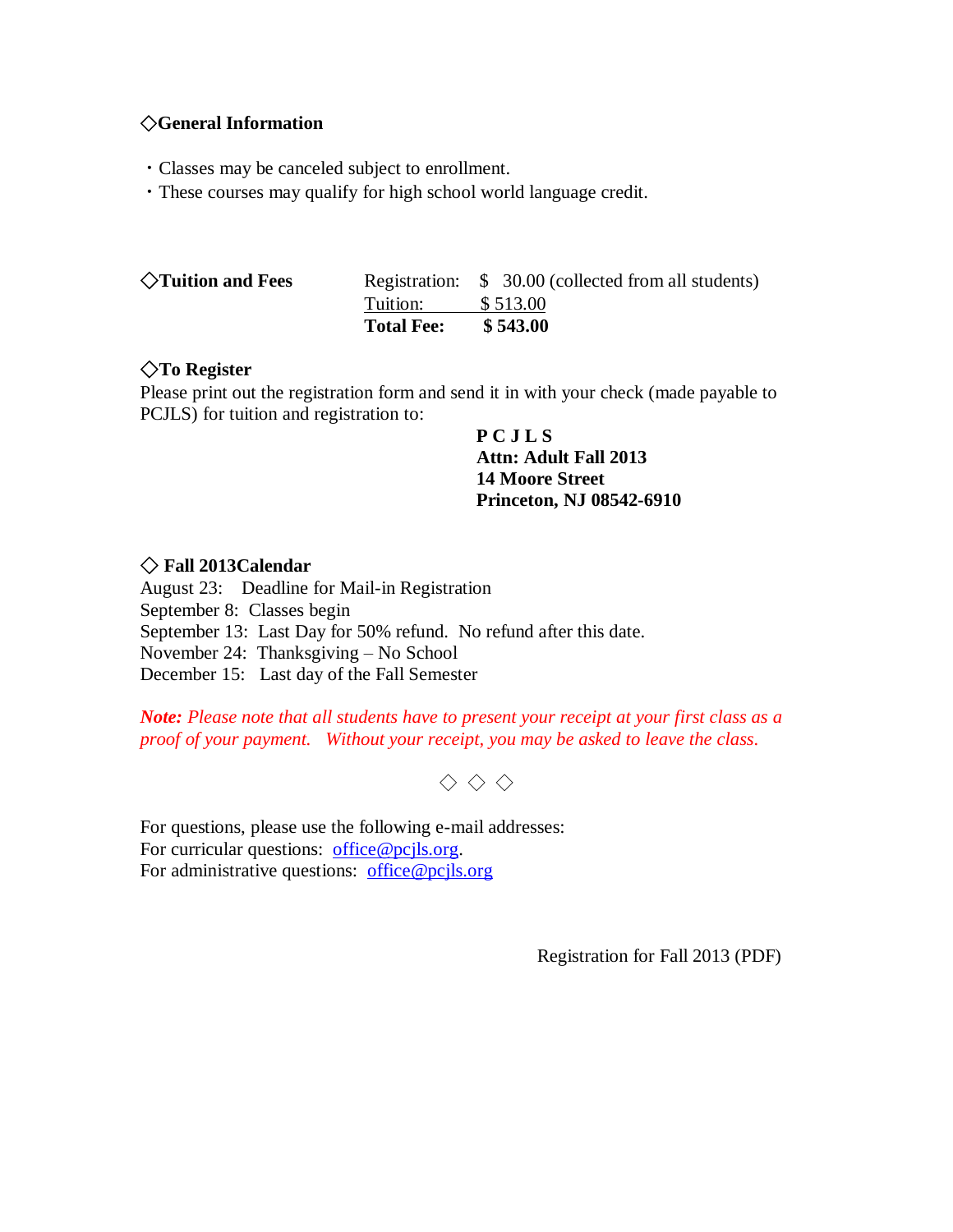### ◇General Information

- Classes may be canceled subject to enrollment.
- These courses may qualify for high school world language credit.

### ◇Tuition and Fees

| | |
|---|---|
| Registration: | $ 30.00 (collected from all students) |
| Tuition: | $ 513.00 |
| **Total Fee:** | **$ 543.00** |

### ◇To Register

Please print out the registration form and send it in with your check (made payable to PCJLS) for tuition and registration to:

**P C J L S**
**Attn: Adult Fall 2013**
**14 Moore Street**
**Princeton, NJ 08542-6910**

### ◇ Fall 2013Calendar

August 23: Deadline for Mail-in Registration
September 8: Classes begin
September 13: Last Day for 50% refund. No refund after this date.
November 24: Thanksgiving – No School
December 15: Last day of the Fall Semester

***Note:*** *Please note that all students have to present your receipt at your first class as a proof of your payment. Without your receipt, you may be asked to leave the class.*

◇ ◇ ◇

For questions, please use the following e-mail addresses:
For curricular questions: office@pcjls.org.
For administrative questions: office@pcjls.org

Registration for Fall 2013 (PDF)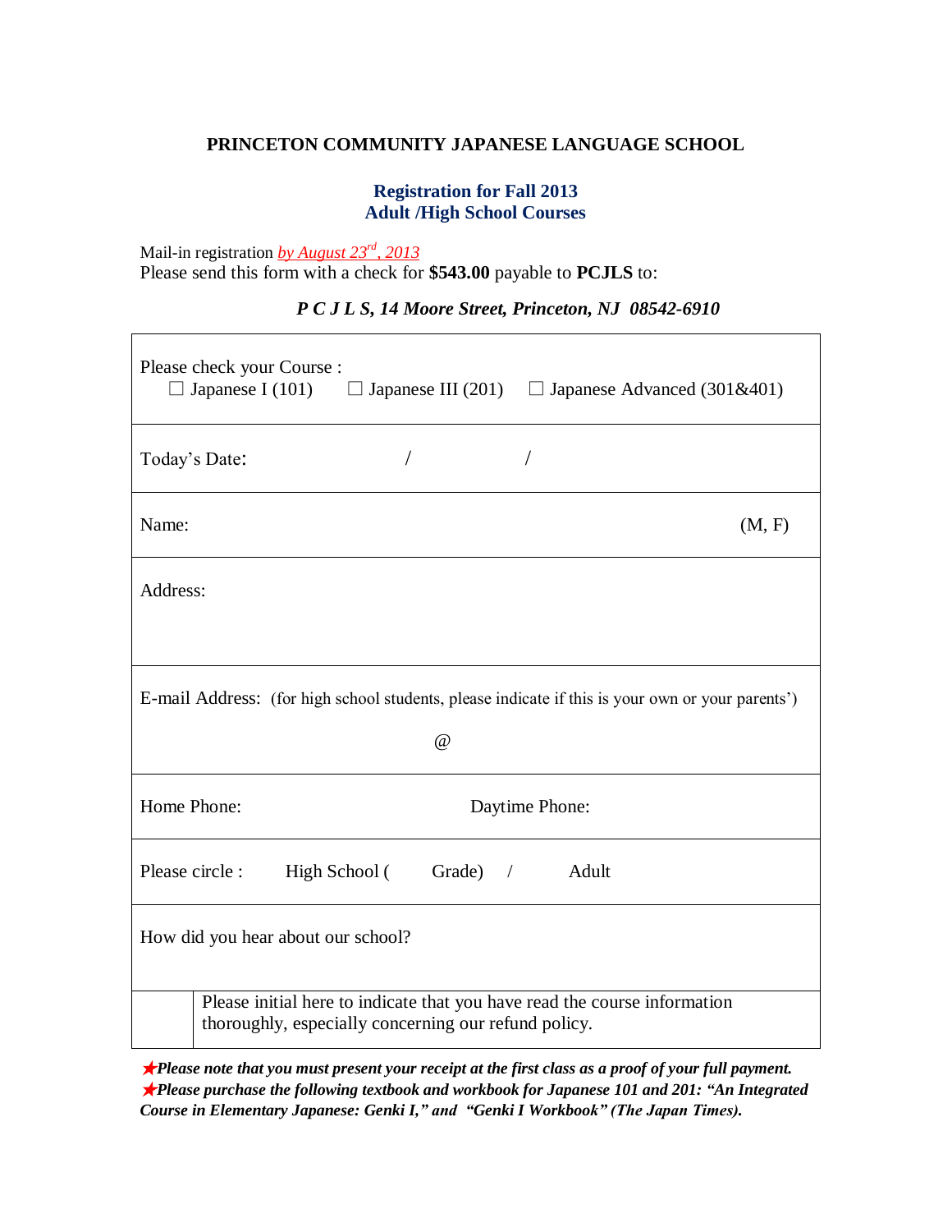**PRINCETON COMMUNITY JAPANESE LANGUAGE SCHOOL**

**Registration for Fall 2013**
**Adult /High School Courses**

Mail-in registration *by August 23rd, 2013*
Please send this form with a check for **$543.00** payable to **PCJLS** to:

***P C J L S, 14 Moore Street, Princeton, NJ 08542-6910***

| | |
|---|---|
| Please check your Course : ☐ Japanese I (101) ☐ Japanese III (201) ☐ Japanese Advanced (301&401) | |
| Today's Date: / / | |
| Name: (M, F) | |
| Address: | |
| E-mail Address: (for high school students, please indicate if this is your own or your parents') @ | |
| Home Phone: Daytime Phone: | |
| Please circle : High School ( Grade) / Adult | |
| How did you hear about our school? | |
| | Please initial here to indicate that you have read the course information thoroughly, especially concerning our refund policy. |

★***Please note that you must present your receipt at the first class as a proof of your full payment.***
★***Please purchase the following textbook and workbook for Japanese 101 and 201: "An Integrated Course in Elementary Japanese: Genki I," and "Genki I Workbook" (The Japan Times).***